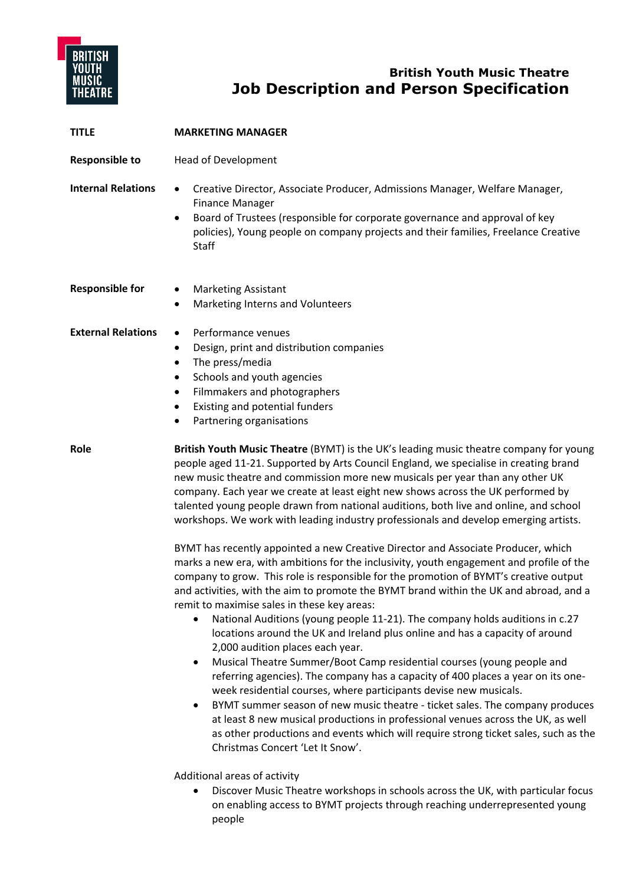**British Youth Music Theatre**

# Job Description and Person Specification

**TITLE** **MARKETING MANAGER**

**Responsible to** Head of Development

**Internal Relations**

- Creative Director, Associate Producer, Admissions Manager, Welfare Manager, Finance Manager
- Board of Trustees (responsible for corporate governance and approval of key policies), Young people on company projects and their families, Freelance Creative Staff

**Responsible for**

- Marketing Assistant
- Marketing Interns and Volunteers

**External Relations**

- Performance venues
- Design, print and distribution companies
- The press/media
- Schools and youth agencies
- Filmmakers and photographers
- Existing and potential funders
- Partnering organisations

**Role**

**British Youth Music Theatre** (BYMT) is the UK's leading music theatre company for young people aged 11-21. Supported by Arts Council England, we specialise in creating brand new music theatre and commission more new musicals per year than any other UK company. Each year we create at least eight new shows across the UK performed by talented young people drawn from national auditions, both live and online, and school workshops. We work with leading industry professionals and develop emerging artists.

BYMT has recently appointed a new Creative Director and Associate Producer, which marks a new era, with ambitions for the inclusivity, youth engagement and profile of the company to grow. This role is responsible for the promotion of BYMT's creative output and activities, with the aim to promote the BYMT brand within the UK and abroad, and a remit to maximise sales in these key areas:

- National Auditions (young people 11-21). The company holds auditions in c.27 locations around the UK and Ireland plus online and has a capacity of around 2,000 audition places each year.
- Musical Theatre Summer/Boot Camp residential courses (young people and referring agencies). The company has a capacity of 400 places a year on its one-week residential courses, where participants devise new musicals.
- BYMT summer season of new music theatre - ticket sales. The company produces at least 8 new musical productions in professional venues across the UK, as well as other productions and events which will require strong ticket sales, such as the Christmas Concert 'Let It Snow'.

Additional areas of activity

- Discover Music Theatre workshops in schools across the UK, with particular focus on enabling access to BYMT projects through reaching underrepresented young people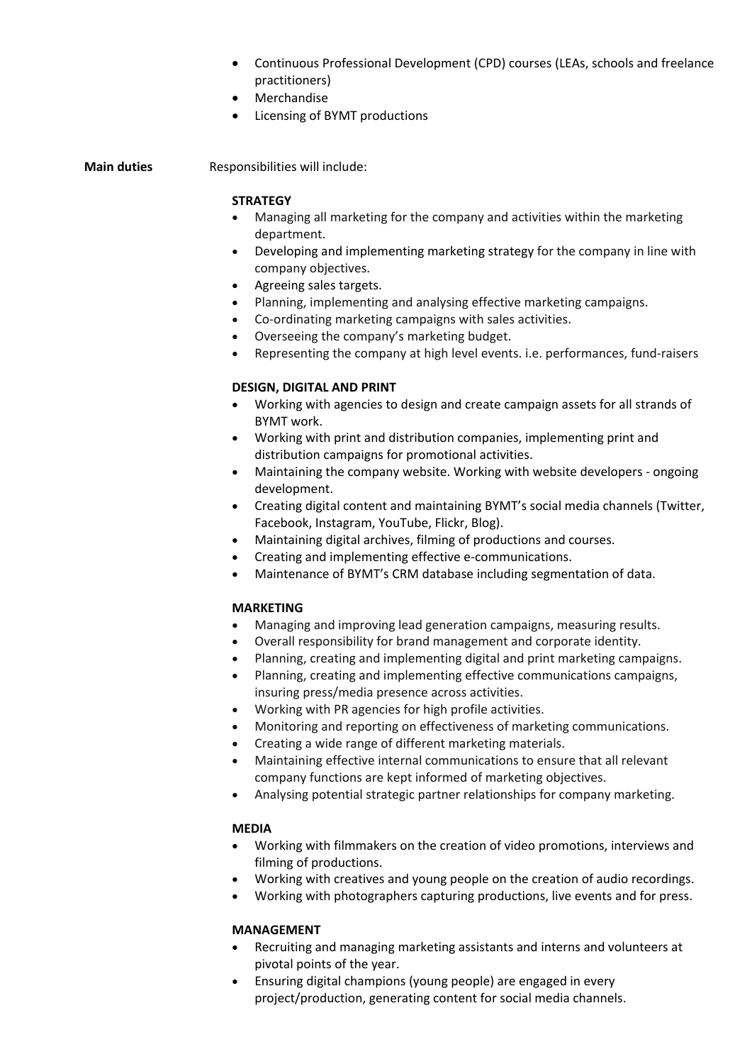- Continuous Professional Development (CPD) courses (LEAs, schools and freelance practitioners)
- Merchandise
- Licensing of BYMT productions

**Main duties** Responsibilities will include:

**STRATEGY**

- Managing all marketing for the company and activities within the marketing department.
- Developing and implementing marketing strategy for the company in line with company objectives.
- Agreeing sales targets.
- Planning, implementing and analysing effective marketing campaigns.
- Co-ordinating marketing campaigns with sales activities.
- Overseeing the company's marketing budget.
- Representing the company at high level events. i.e. performances, fund-raisers

**DESIGN, DIGITAL AND PRINT**

- Working with agencies to design and create campaign assets for all strands of BYMT work.
- Working with print and distribution companies, implementing print and distribution campaigns for promotional activities.
- Maintaining the company website. Working with website developers - ongoing development.
- Creating digital content and maintaining BYMT's social media channels (Twitter, Facebook, Instagram, YouTube, Flickr, Blog).
- Maintaining digital archives, filming of productions and courses.
- Creating and implementing effective e-communications.
- Maintenance of BYMT's CRM database including segmentation of data.

**MARKETING**

- Managing and improving lead generation campaigns, measuring results.
- Overall responsibility for brand management and corporate identity.
- Planning, creating and implementing digital and print marketing campaigns.
- Planning, creating and implementing effective communications campaigns, insuring press/media presence across activities.
- Working with PR agencies for high profile activities.
- Monitoring and reporting on effectiveness of marketing communications.
- Creating a wide range of different marketing materials.
- Maintaining effective internal communications to ensure that all relevant company functions are kept informed of marketing objectives.
- Analysing potential strategic partner relationships for company marketing.

**MEDIA**

- Working with filmmakers on the creation of video promotions, interviews and filming of productions.
- Working with creatives and young people on the creation of audio recordings.
- Working with photographers capturing productions, live events and for press.

**MANAGEMENT**

- Recruiting and managing marketing assistants and interns and volunteers at pivotal points of the year.
- Ensuring digital champions (young people) are engaged in every project/production, generating content for social media channels.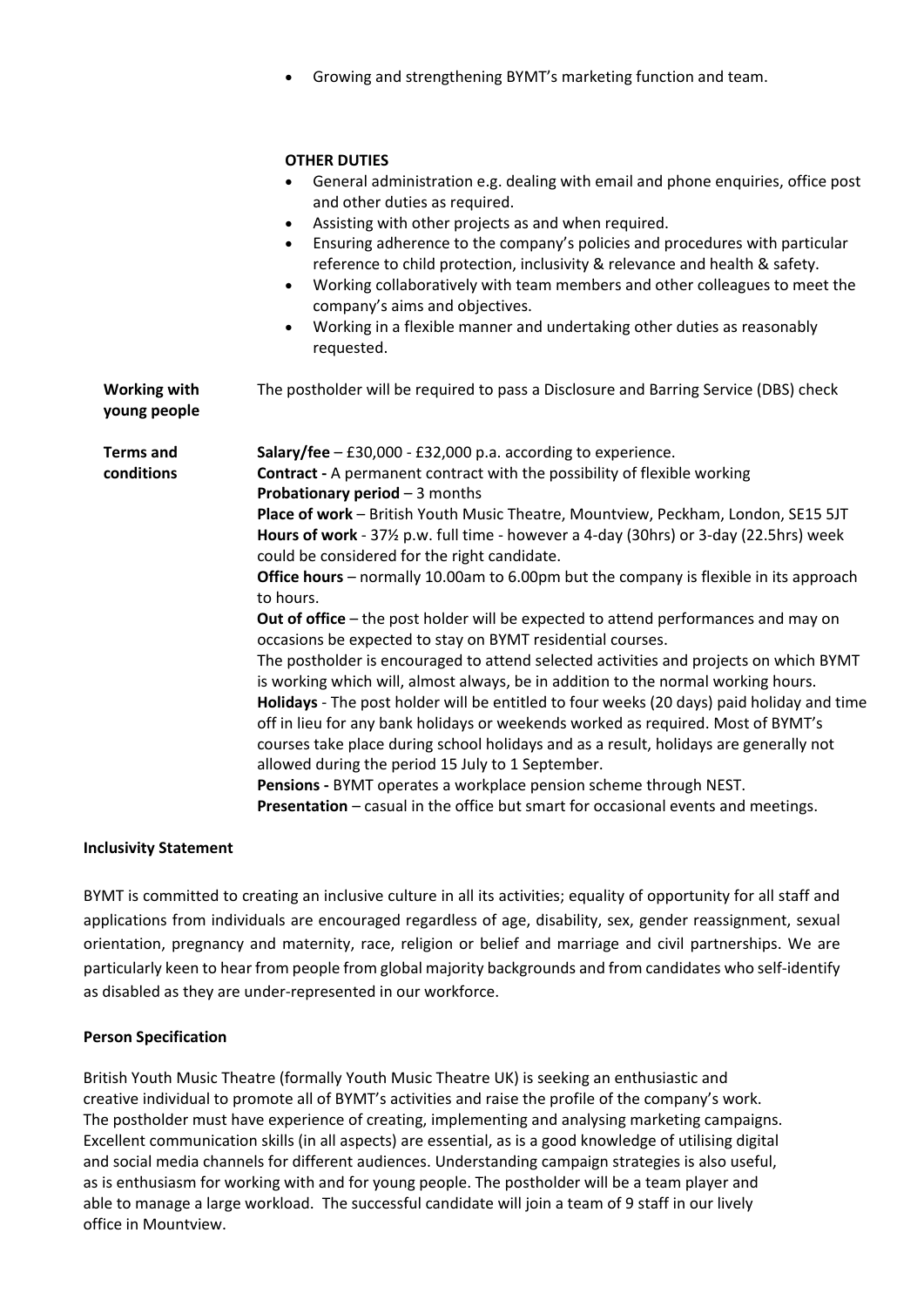- Growing and strengthening BYMT's marketing function and team.

**OTHER DUTIES**

- General administration e.g. dealing with email and phone enquiries, office post and other duties as required.
- Assisting with other projects as and when required.
- Ensuring adherence to the company's policies and procedures with particular reference to child protection, inclusivity & relevance and health & safety.
- Working collaboratively with team members and other colleagues to meet the company's aims and objectives.
- Working in a flexible manner and undertaking other duties as reasonably requested.

| | |
|---|---|
| **Working with young people** | The postholder will be required to pass a Disclosure and Barring Service (DBS) check |
| **Terms and conditions** | **Salary/fee** – £30,000 - £32,000 p.a. according to experience.<br>**Contract -** A permanent contract with the possibility of flexible working<br>**Probationary period** – 3 months<br>**Place of work** – British Youth Music Theatre, Mountview, Peckham, London, SE15 5JT<br>**Hours of work** - 37½ p.w. full time - however a 4-day (30hrs) or 3-day (22.5hrs) week could be considered for the right candidate.<br>**Office hours** – normally 10.00am to 6.00pm but the company is flexible in its approach to hours.<br>**Out of office** – the post holder will be expected to attend performances and may on occasions be expected to stay on BYMT residential courses.<br>The postholder is encouraged to attend selected activities and projects on which BYMT is working which will, almost always, be in addition to the normal working hours.<br>**Holidays** - The post holder will be entitled to four weeks (20 days) paid holiday and time off in lieu for any bank holidays or weekends worked as required. Most of BYMT's courses take place during school holidays and as a result, holidays are generally not allowed during the period 15 July to 1 September.<br>**Pensions -** BYMT operates a workplace pension scheme through NEST.<br>**Presentation** – casual in the office but smart for occasional events and meetings. |

**Inclusivity Statement**

BYMT is committed to creating an inclusive culture in all its activities; equality of opportunity for all staff and applications from individuals are encouraged regardless of age, disability, sex, gender reassignment, sexual orientation, pregnancy and maternity, race, religion or belief and marriage and civil partnerships. We are particularly keen to hear from people from global majority backgrounds and from candidates who self-identify as disabled as they are under-represented in our workforce.

**Person Specification**

British Youth Music Theatre (formally Youth Music Theatre UK) is seeking an enthusiastic and creative individual to promote all of BYMT's activities and raise the profile of the company's work. The postholder must have experience of creating, implementing and analysing marketing campaigns. Excellent communication skills (in all aspects) are essential, as is a good knowledge of utilising digital and social media channels for different audiences. Understanding campaign strategies is also useful, as is enthusiasm for working with and for young people. The postholder will be a team player and able to manage a large workload. The successful candidate will join a team of 9 staff in our lively office in Mountview.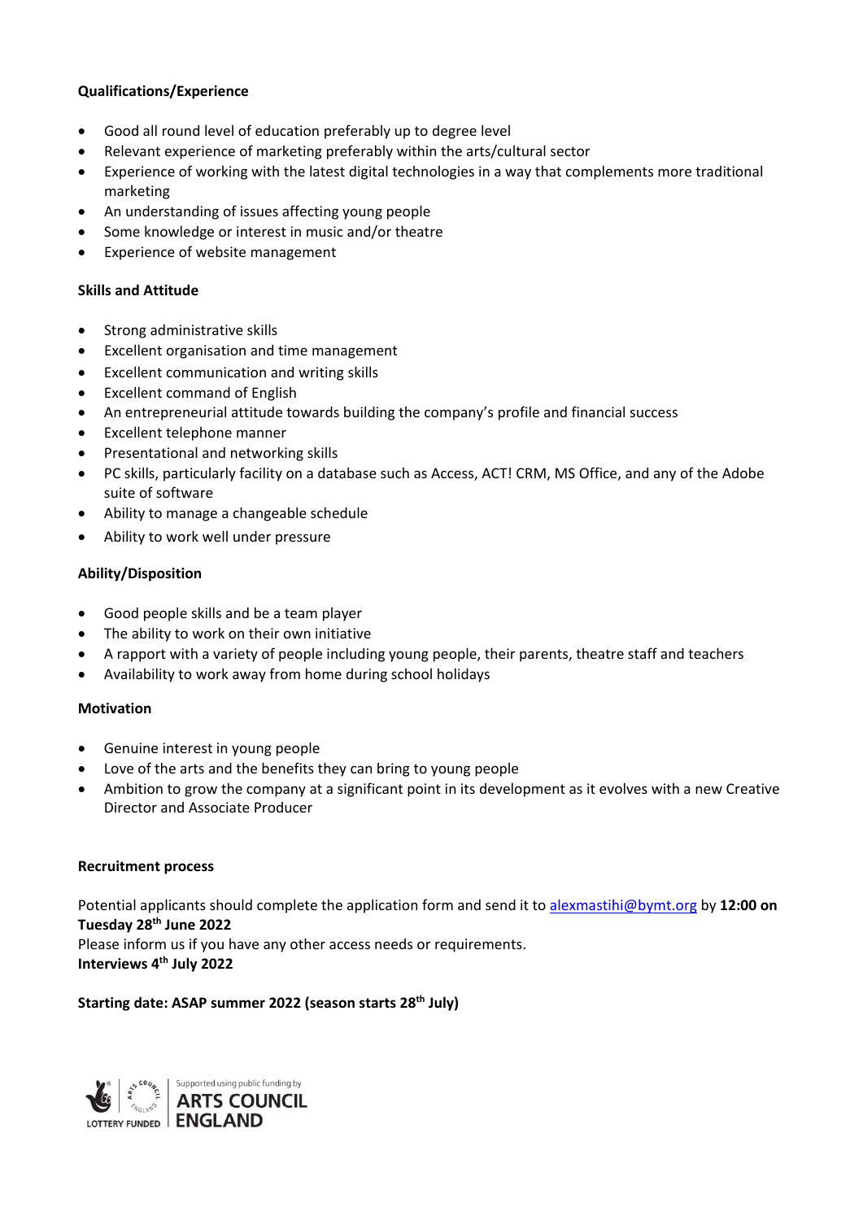**Qualifications/Experience**

- Good all round level of education preferably up to degree level
- Relevant experience of marketing preferably within the arts/cultural sector
- Experience of working with the latest digital technologies in a way that complements more traditional marketing
- An understanding of issues affecting young people
- Some knowledge or interest in music and/or theatre
- Experience of website management

**Skills and Attitude**

- Strong administrative skills
- Excellent organisation and time management
- Excellent communication and writing skills
- Excellent command of English
- An entrepreneurial attitude towards building the company's profile and financial success
- Excellent telephone manner
- Presentational and networking skills
- PC skills, particularly facility on a database such as Access, ACT! CRM, MS Office, and any of the Adobe suite of software
- Ability to manage a changeable schedule
- Ability to work well under pressure

**Ability/Disposition**

- Good people skills and be a team player
- The ability to work on their own initiative
- A rapport with a variety of people including young people, their parents, theatre staff and teachers
- Availability to work away from home during school holidays

**Motivation**

- Genuine interest in young people
- Love of the arts and the benefits they can bring to young people
- Ambition to grow the company at a significant point in its development as it evolves with a new Creative Director and Associate Producer

**Recruitment process**

Potential applicants should complete the application form and send it to alexmastihi@bymt.org by **12:00 on Tuesday 28th June 2022**
Please inform us if you have any other access needs or requirements.
**Interviews 4th July 2022**

**Starting date: ASAP summer 2022 (season starts 28th July)**

LOTTERY FUNDED | Supported using public funding by ARTS COUNCIL ENGLAND